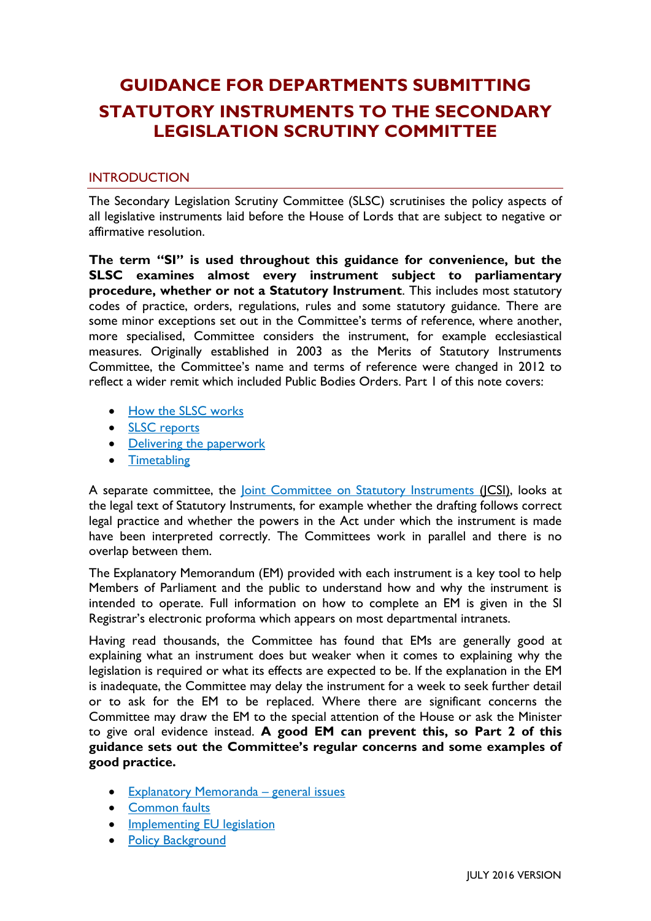# GUIDANCE FOR DEPARTMENTS SUBMITTING STATUTORY INSTRUMENTS TO THE SECONDARY LEGISLATION SCRUTINY COMMITTEE

## INTRODUCTION

The Secondary Legislation Scrutiny Committee (SLSC) scrutinises the policy aspects of all legislative instruments laid before the House of Lords that are subject to negative or affirmative resolution.

**The term "SI" is used throughout this guidance for convenience, but the SLSC examines almost every instrument subject to parliamentary procedure, whether or not a Statutory Instrument**. This includes most statutory codes of practice, orders, regulations, rules and some statutory guidance. There are some minor exceptions set out in the Committee's terms of reference, where another, more specialised, Committee considers the instrument, for example ecclesiastical measures. Originally established in 2003 as the Merits of Statutory Instruments Committee, the Committee's name and terms of reference were changed in 2012 to reflect a wider remit which included Public Bodies Orders. Part 1 of this note covers:

- How the SLSC works
- SLSC reports
- Delivering the paperwork
- Timetabling

A separate committee, the Joint Committee on Statutory Instruments (JCSI), looks at the legal text of Statutory Instruments, for example whether the drafting follows correct legal practice and whether the powers in the Act under which the instrument is made have been interpreted correctly. The Committees work in parallel and there is no overlap between them.

The Explanatory Memorandum (EM) provided with each instrument is a key tool to help Members of Parliament and the public to understand how and why the instrument is intended to operate. Full information on how to complete an EM is given in the SI Registrar's electronic proforma which appears on most departmental intranets.

Having read thousands, the Committee has found that EMs are generally good at explaining what an instrument does but weaker when it comes to explaining why the legislation is required or what its effects are expected to be. If the explanation in the EM is inadequate, the Committee may delay the instrument for a week to seek further detail or to ask for the EM to be replaced. Where there are significant concerns the Committee may draw the EM to the special attention of the House or ask the Minister to give oral evidence instead. **A good EM can prevent this, so Part 2 of this guidance sets out the Committee's regular concerns and some examples of good practice.**

- Explanatory Memoranda – general issues
- Common faults
- Implementing EU legislation
- Policy Background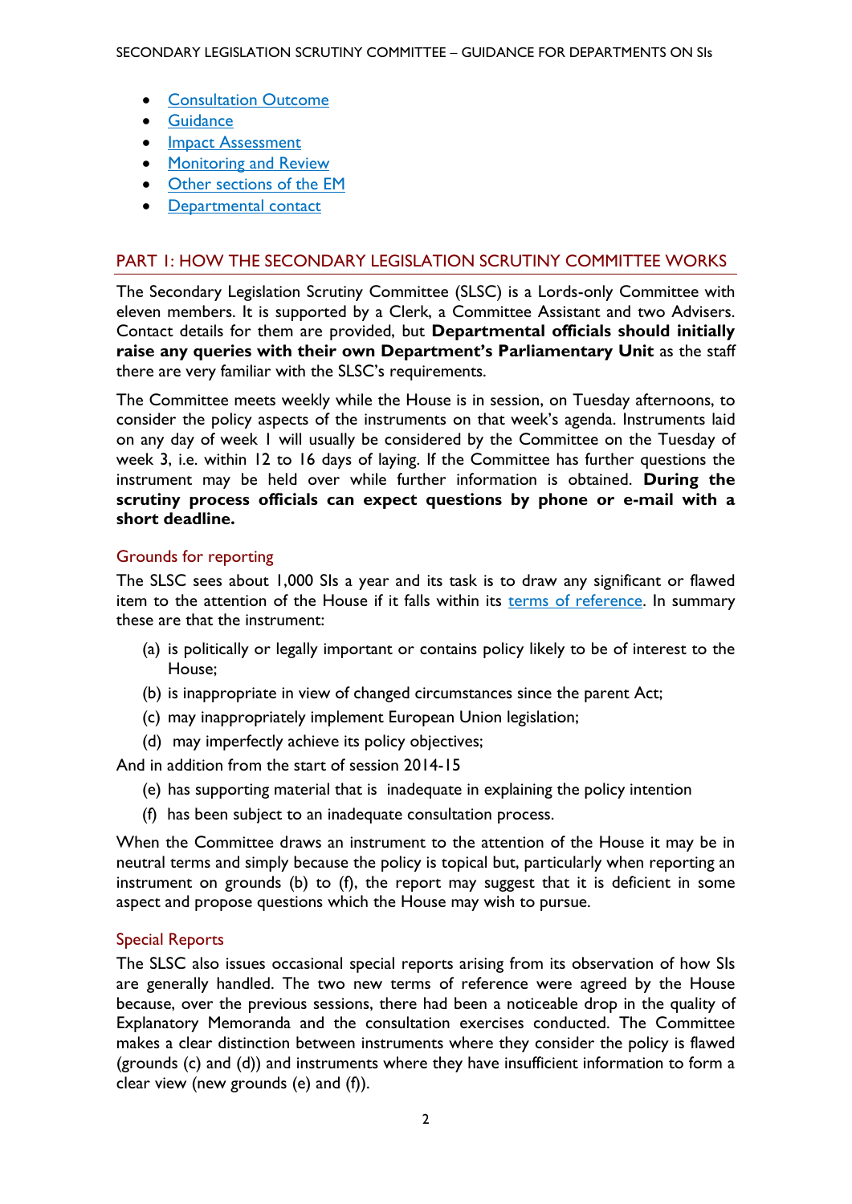- Consultation Outcome
- Guidance
- Impact Assessment
- Monitoring and Review
- Other sections of the EM
- Departmental contact

## PART 1: HOW THE SECONDARY LEGISLATION SCRUTINY COMMITTEE WORKS

The Secondary Legislation Scrutiny Committee (SLSC) is a Lords-only Committee with eleven members. It is supported by a Clerk, a Committee Assistant and two Advisers. Contact details for them are provided, but **Departmental officials should initially raise any queries with their own Department's Parliamentary Unit** as the staff there are very familiar with the SLSC's requirements.

The Committee meets weekly while the House is in session, on Tuesday afternoons, to consider the policy aspects of the instruments on that week's agenda. Instruments laid on any day of week 1 will usually be considered by the Committee on the Tuesday of week 3, i.e. within 12 to 16 days of laying. If the Committee has further questions the instrument may be held over while further information is obtained. **During the scrutiny process officials can expect questions by phone or e-mail with a short deadline.**

### Grounds for reporting

The SLSC sees about 1,000 SIs a year and its task is to draw any significant or flawed item to the attention of the House if it falls within its terms of reference. In summary these are that the instrument:

(a) is politically or legally important or contains policy likely to be of interest to the House;

(b) is inappropriate in view of changed circumstances since the parent Act;

(c) may inappropriately implement European Union legislation;

(d) may imperfectly achieve its policy objectives;

And in addition from the start of session 2014-15

(e) has supporting material that is inadequate in explaining the policy intention

(f) has been subject to an inadequate consultation process.

When the Committee draws an instrument to the attention of the House it may be in neutral terms and simply because the policy is topical but, particularly when reporting an instrument on grounds (b) to (f), the report may suggest that it is deficient in some aspect and propose questions which the House may wish to pursue.

### Special Reports

The SLSC also issues occasional special reports arising from its observation of how SIs are generally handled. The two new terms of reference were agreed by the House because, over the previous sessions, there had been a noticeable drop in the quality of Explanatory Memoranda and the consultation exercises conducted. The Committee makes a clear distinction between instruments where they consider the policy is flawed (grounds (c) and (d)) and instruments where they have insufficient information to form a clear view (new grounds (e) and (f)).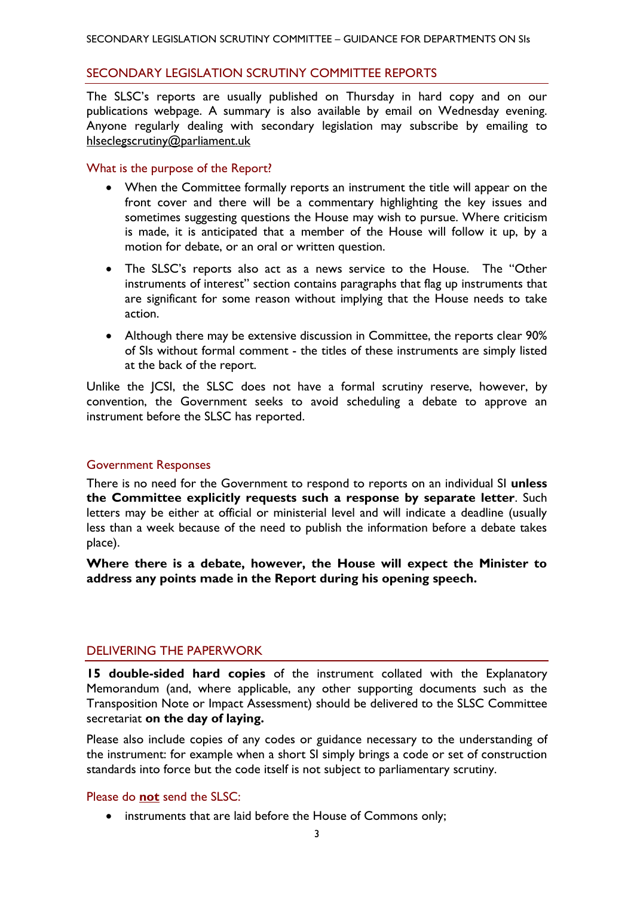## SECONDARY LEGISLATION SCRUTINY COMMITTEE REPORTS

The SLSC's reports are usually published on Thursday in hard copy and on our publications webpage. A summary is also available by email on Wednesday evening. Anyone regularly dealing with secondary legislation may subscribe by emailing to hlseclegscrutiny@parliament.uk

### What is the purpose of the Report?

- When the Committee formally reports an instrument the title will appear on the front cover and there will be a commentary highlighting the key issues and sometimes suggesting questions the House may wish to pursue. Where criticism is made, it is anticipated that a member of the House will follow it up, by a motion for debate, or an oral or written question.
- The SLSC's reports also act as a news service to the House. The "Other instruments of interest" section contains paragraphs that flag up instruments that are significant for some reason without implying that the House needs to take action.
- Although there may be extensive discussion in Committee, the reports clear 90% of SIs without formal comment - the titles of these instruments are simply listed at the back of the report.

Unlike the JCSI, the SLSC does not have a formal scrutiny reserve, however, by convention, the Government seeks to avoid scheduling a debate to approve an instrument before the SLSC has reported.

### Government Responses

There is no need for the Government to respond to reports on an individual SI **unless the Committee explicitly requests such a response by separate letter**. Such letters may be either at official or ministerial level and will indicate a deadline (usually less than a week because of the need to publish the information before a debate takes place).

**Where there is a debate, however, the House will expect the Minister to address any points made in the Report during his opening speech.**

## DELIVERING THE PAPERWORK

**15 double-sided hard copies** of the instrument collated with the Explanatory Memorandum (and, where applicable, any other supporting documents such as the Transposition Note or Impact Assessment) should be delivered to the SLSC Committee secretariat **on the day of laying.**

Please also include copies of any codes or guidance necessary to the understanding of the instrument: for example when a short SI simply brings a code or set of construction standards into force but the code itself is not subject to parliamentary scrutiny.

### Please do **not** send the SLSC:

- instruments that are laid before the House of Commons only;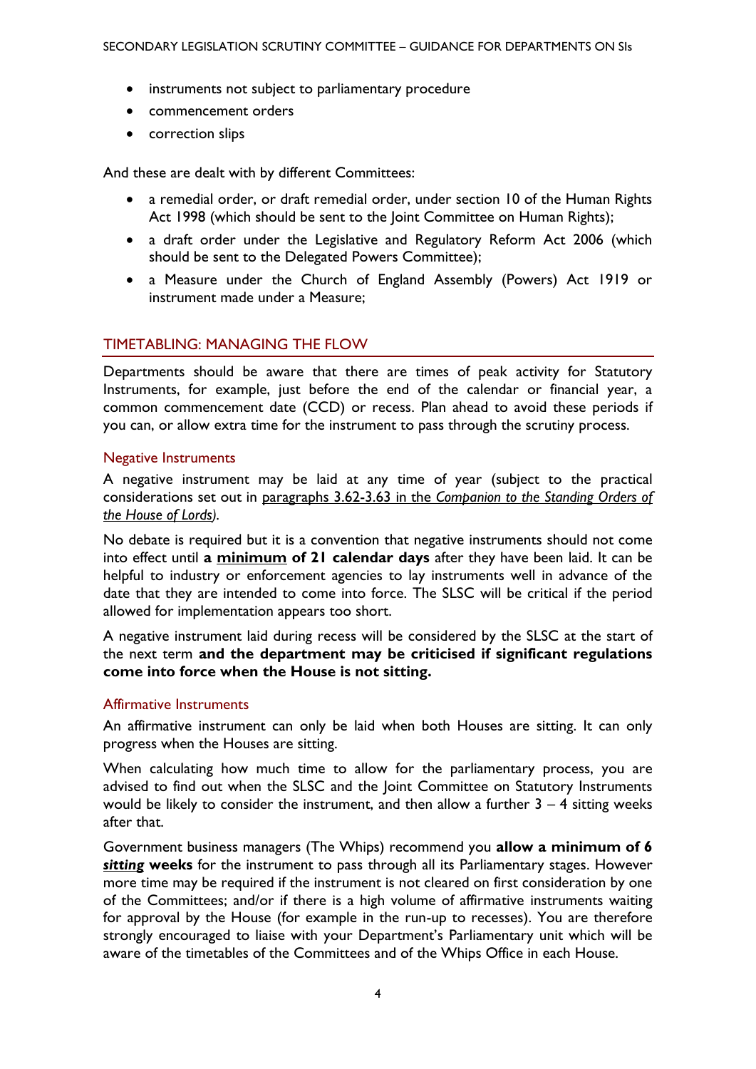- instruments not subject to parliamentary procedure
- commencement orders
- correction slips

And these are dealt with by different Committees:

- a remedial order, or draft remedial order, under section 10 of the Human Rights Act 1998 (which should be sent to the Joint Committee on Human Rights);
- a draft order under the Legislative and Regulatory Reform Act 2006 (which should be sent to the Delegated Powers Committee);
- a Measure under the Church of England Assembly (Powers) Act 1919 or instrument made under a Measure;

## TIMETABLING: MANAGING THE FLOW

Departments should be aware that there are times of peak activity for Statutory Instruments, for example, just before the end of the calendar or financial year, a common commencement date (CCD) or recess. Plan ahead to avoid these periods if you can, or allow extra time for the instrument to pass through the scrutiny process.

### Negative Instruments

A negative instrument may be laid at any time of year (subject to the practical considerations set out in paragraphs 3.62-3.63 in the *Companion to the Standing Orders of the House of Lords)*.

No debate is required but it is a convention that negative instruments should not come into effect until **a minimum of 21 calendar days** after they have been laid. It can be helpful to industry or enforcement agencies to lay instruments well in advance of the date that they are intended to come into force. The SLSC will be critical if the period allowed for implementation appears too short.

A negative instrument laid during recess will be considered by the SLSC at the start of the next term **and the department may be criticised if significant regulations come into force when the House is not sitting.**

### Affirmative Instruments

An affirmative instrument can only be laid when both Houses are sitting. It can only progress when the Houses are sitting.

When calculating how much time to allow for the parliamentary process, you are advised to find out when the SLSC and the Joint Committee on Statutory Instruments would be likely to consider the instrument, and then allow a further 3 – 4 sitting weeks after that.

Government business managers (The Whips) recommend you **allow a minimum of 6 *sitting* weeks** for the instrument to pass through all its Parliamentary stages. However more time may be required if the instrument is not cleared on first consideration by one of the Committees; and/or if there is a high volume of affirmative instruments waiting for approval by the House (for example in the run-up to recesses). You are therefore strongly encouraged to liaise with your Department's Parliamentary unit which will be aware of the timetables of the Committees and of the Whips Office in each House.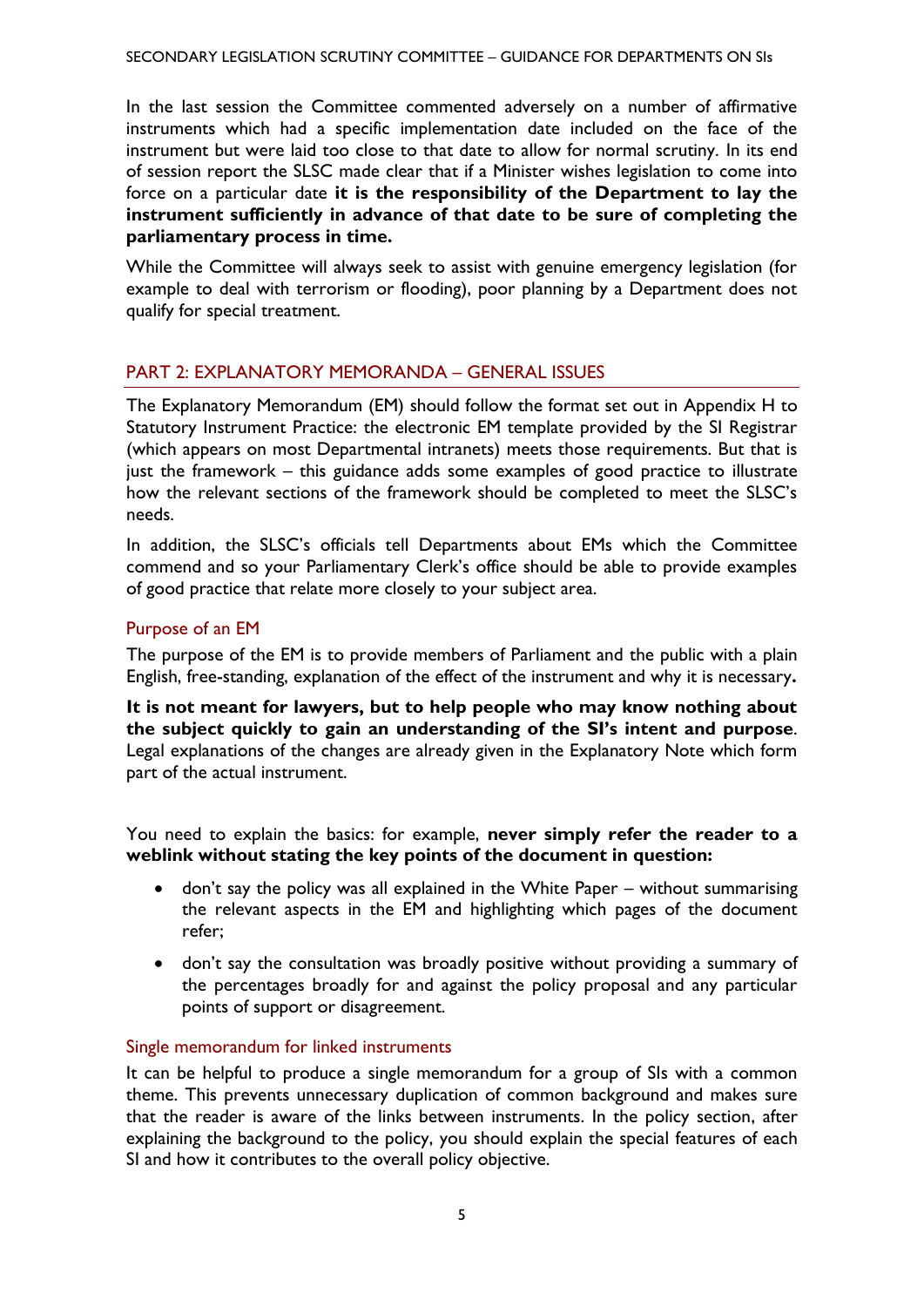In the last session the Committee commented adversely on a number of affirmative instruments which had a specific implementation date included on the face of the instrument but were laid too close to that date to allow for normal scrutiny. In its end of session report the SLSC made clear that if a Minister wishes legislation to come into force on a particular date **it is the responsibility of the Department to lay the instrument sufficiently in advance of that date to be sure of completing the parliamentary process in time.**

While the Committee will always seek to assist with genuine emergency legislation (for example to deal with terrorism or flooding), poor planning by a Department does not qualify for special treatment.

## PART 2: EXPLANATORY MEMORANDA – GENERAL ISSUES

The Explanatory Memorandum (EM) should follow the format set out in Appendix H to Statutory Instrument Practice: the electronic EM template provided by the SI Registrar (which appears on most Departmental intranets) meets those requirements. But that is just the framework – this guidance adds some examples of good practice to illustrate how the relevant sections of the framework should be completed to meet the SLSC's needs.

In addition, the SLSC's officials tell Departments about EMs which the Committee commend and so your Parliamentary Clerk's office should be able to provide examples of good practice that relate more closely to your subject area.

### Purpose of an EM

The purpose of the EM is to provide members of Parliament and the public with a plain English, free-standing, explanation of the effect of the instrument and why it is necessary**.**

**It is not meant for lawyers, but to help people who may know nothing about the subject quickly to gain an understanding of the SI's intent and purpose**. Legal explanations of the changes are already given in the Explanatory Note which form part of the actual instrument.

You need to explain the basics: for example, **never simply refer the reader to a weblink without stating the key points of the document in question:**

- don't say the policy was all explained in the White Paper – without summarising the relevant aspects in the EM and highlighting which pages of the document refer;
- don't say the consultation was broadly positive without providing a summary of the percentages broadly for and against the policy proposal and any particular points of support or disagreement.

### Single memorandum for linked instruments

It can be helpful to produce a single memorandum for a group of SIs with a common theme. This prevents unnecessary duplication of common background and makes sure that the reader is aware of the links between instruments. In the policy section, after explaining the background to the policy, you should explain the special features of each SI and how it contributes to the overall policy objective.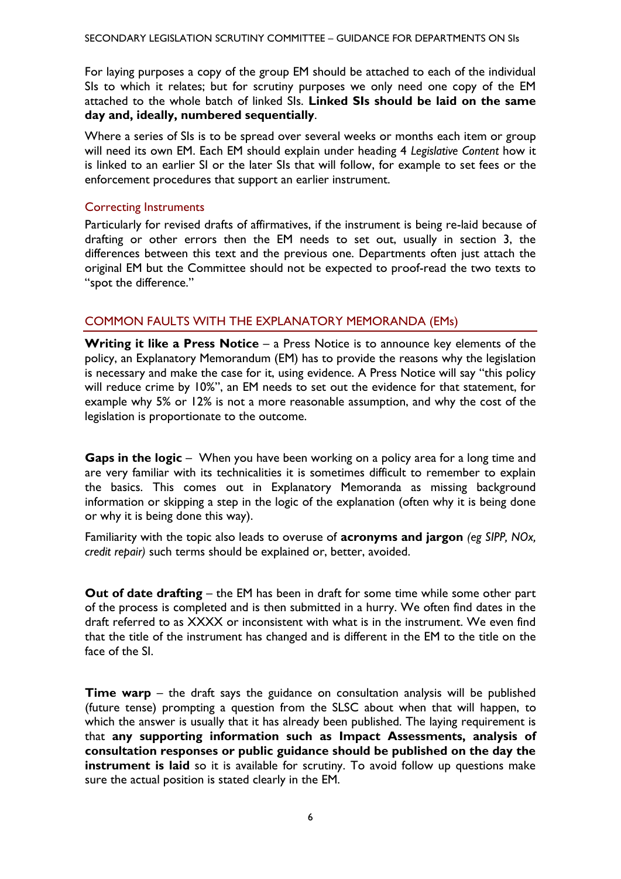For laying purposes a copy of the group EM should be attached to each of the individual SIs to which it relates; but for scrutiny purposes we only need one copy of the EM attached to the whole batch of linked SIs. **Linked SIs should be laid on the same day and, ideally, numbered sequentially**.

Where a series of SIs is to be spread over several weeks or months each item or group will need its own EM. Each EM should explain under heading 4 *Legislative Content* how it is linked to an earlier SI or the later SIs that will follow, for example to set fees or the enforcement procedures that support an earlier instrument.

### Correcting Instruments

Particularly for revised drafts of affirmatives, if the instrument is being re-laid because of drafting or other errors then the EM needs to set out, usually in section 3, the differences between this text and the previous one. Departments often just attach the original EM but the Committee should not be expected to proof-read the two texts to "spot the difference."

## COMMON FAULTS WITH THE EXPLANATORY MEMORANDA (EMs)

**Writing it like a Press Notice** – a Press Notice is to announce key elements of the policy, an Explanatory Memorandum (EM) has to provide the reasons why the legislation is necessary and make the case for it, using evidence. A Press Notice will say "this policy will reduce crime by 10%", an EM needs to set out the evidence for that statement, for example why 5% or 12% is not a more reasonable assumption, and why the cost of the legislation is proportionate to the outcome.

**Gaps in the logic** – When you have been working on a policy area for a long time and are very familiar with its technicalities it is sometimes difficult to remember to explain the basics. This comes out in Explanatory Memoranda as missing background information or skipping a step in the logic of the explanation (often why it is being done or why it is being done this way).

Familiarity with the topic also leads to overuse of **acronyms and jargon** *(eg SIPP, NOx, credit repair)* such terms should be explained or, better, avoided.

**Out of date drafting** – the EM has been in draft for some time while some other part of the process is completed and is then submitted in a hurry. We often find dates in the draft referred to as XXXX or inconsistent with what is in the instrument. We even find that the title of the instrument has changed and is different in the EM to the title on the face of the SI.

**Time warp** – the draft says the guidance on consultation analysis will be published (future tense) prompting a question from the SLSC about when that will happen, to which the answer is usually that it has already been published. The laying requirement is that **any supporting information such as Impact Assessments, analysis of consultation responses or public guidance should be published on the day the instrument is laid** so it is available for scrutiny. To avoid follow up questions make sure the actual position is stated clearly in the EM.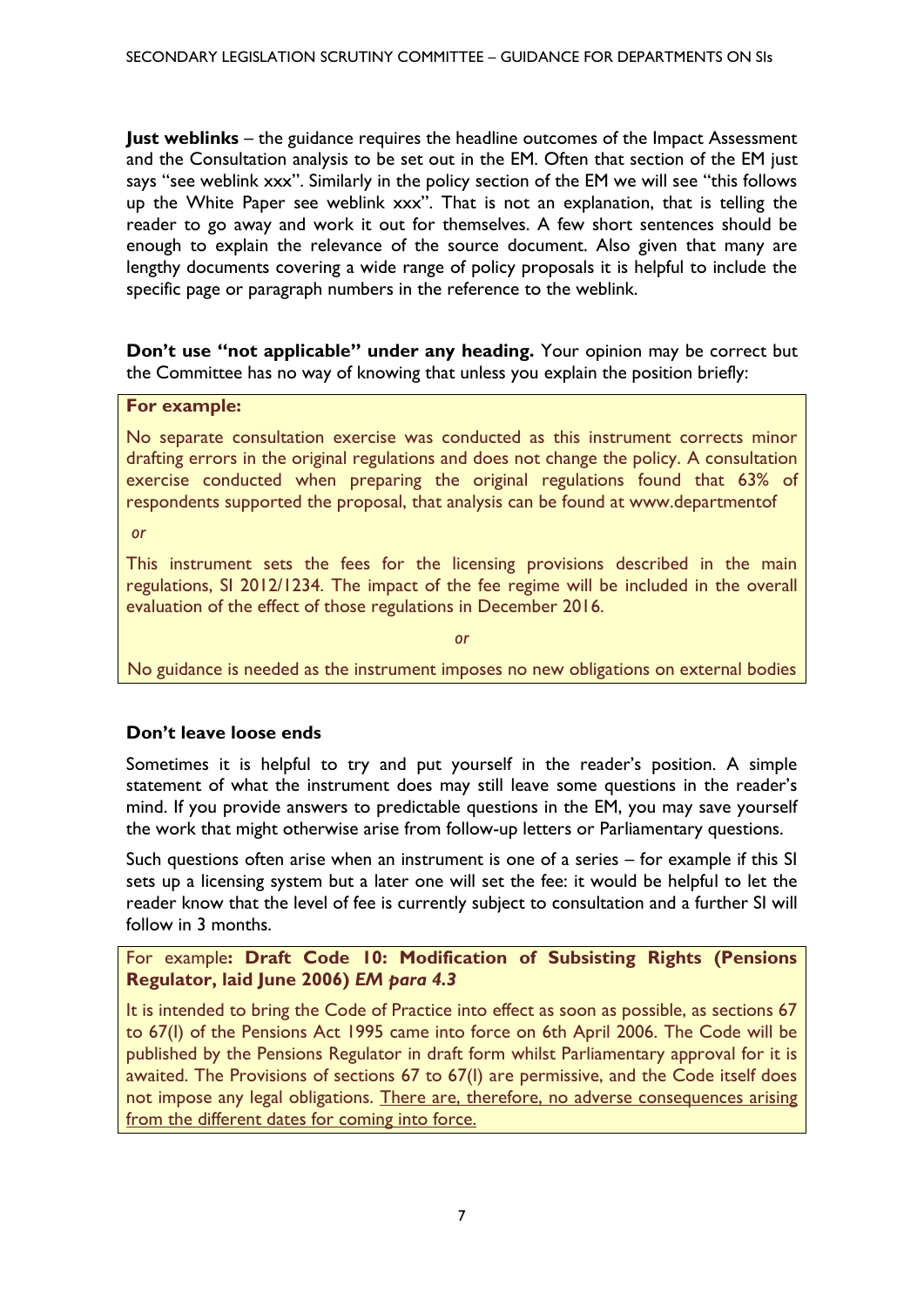**Just weblinks** – the guidance requires the headline outcomes of the Impact Assessment and the Consultation analysis to be set out in the EM. Often that section of the EM just says "see weblink xxx". Similarly in the policy section of the EM we will see "this follows up the White Paper see weblink xxx". That is not an explanation, that is telling the reader to go away and work it out for themselves. A few short sentences should be enough to explain the relevance of the source document. Also given that many are lengthy documents covering a wide range of policy proposals it is helpful to include the specific page or paragraph numbers in the reference to the weblink.

**Don't use "not applicable" under any heading.** Your opinion may be correct but the Committee has no way of knowing that unless you explain the position briefly:

> **For example:**
>
> No separate consultation exercise was conducted as this instrument corrects minor drafting errors in the original regulations and does not change the policy. A consultation exercise conducted when preparing the original regulations found that 63% of respondents supported the proposal, that analysis can be found at www.departmentof
>
> *or*
>
> This instrument sets the fees for the licensing provisions described in the main regulations, SI 2012/1234. The impact of the fee regime will be included in the overall evaluation of the effect of those regulations in December 2016.
>
> *or*
>
> No guidance is needed as the instrument imposes no new obligations on external bodies

### Don't leave loose ends

Sometimes it is helpful to try and put yourself in the reader's position. A simple statement of what the instrument does may still leave some questions in the reader's mind. If you provide answers to predictable questions in the EM, you may save yourself the work that might otherwise arise from follow-up letters or Parliamentary questions.

Such questions often arise when an instrument is one of a series – for example if this SI sets up a licensing system but a later one will set the fee: it would be helpful to let the reader know that the level of fee is currently subject to consultation and a further SI will follow in 3 months.

> For example**: Draft Code 10: Modification of Subsisting Rights (Pensions Regulator, laid June 2006)** ***EM para 4.3***
>
> It is intended to bring the Code of Practice into effect as soon as possible, as sections 67 to 67(I) of the Pensions Act 1995 came into force on 6th April 2006. The Code will be published by the Pensions Regulator in draft form whilst Parliamentary approval for it is awaited. The Provisions of sections 67 to 67(I) are permissive, and the Code itself does not impose any legal obligations. There are, therefore, no adverse consequences arising from the different dates for coming into force.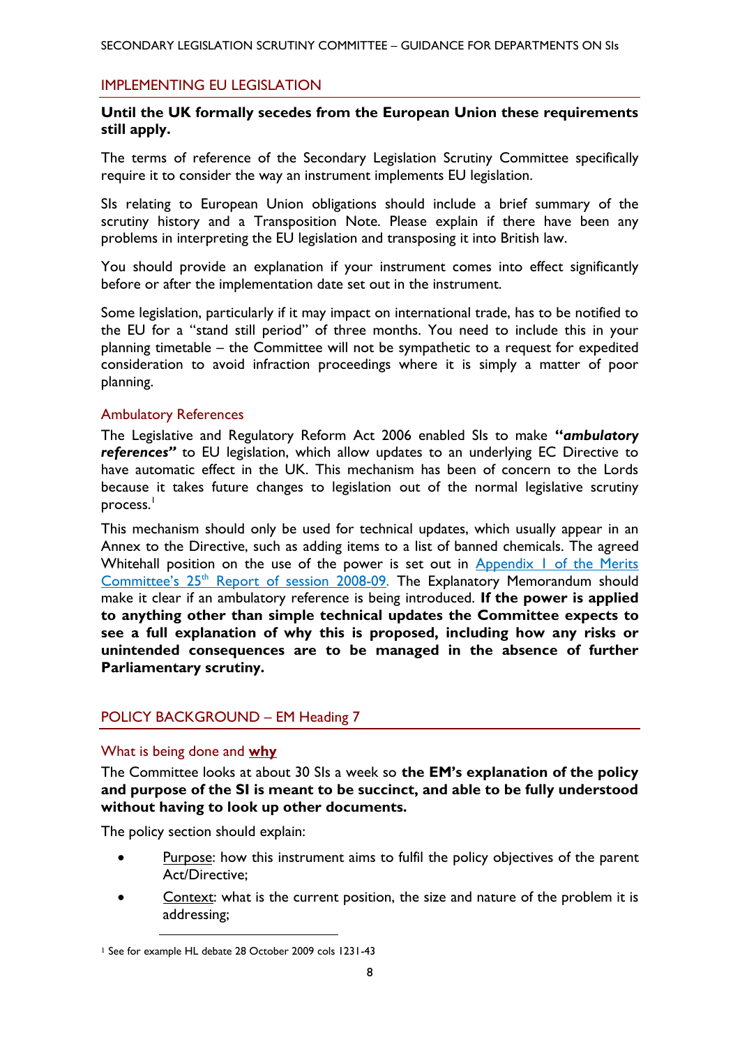## IMPLEMENTING EU LEGISLATION

**Until the UK formally secedes from the European Union these requirements still apply.**

The terms of reference of the Secondary Legislation Scrutiny Committee specifically require it to consider the way an instrument implements EU legislation.

SIs relating to European Union obligations should include a brief summary of the scrutiny history and a Transposition Note. Please explain if there have been any problems in interpreting the EU legislation and transposing it into British law.

You should provide an explanation if your instrument comes into effect significantly before or after the implementation date set out in the instrument.

Some legislation, particularly if it may impact on international trade, has to be notified to the EU for a "stand still period" of three months. You need to include this in your planning timetable – the Committee will not be sympathetic to a request for expedited consideration to avoid infraction proceedings where it is simply a matter of poor planning.

### Ambulatory References

The Legislative and Regulatory Reform Act 2006 enabled SIs to make **"*ambulatory references*"** to EU legislation, which allow updates to an underlying EC Directive to have automatic effect in the UK. This mechanism has been of concern to the Lords because it takes future changes to legislation out of the normal legislative scrutiny process.[1]

This mechanism should only be used for technical updates, which usually appear in an Annex to the Directive, such as adding items to a list of banned chemicals. The agreed Whitehall position on the use of the power is set out in Appendix 1 of the Merits Committee's 25th Report of session 2008-09. The Explanatory Memorandum should make it clear if an ambulatory reference is being introduced. **If the power is applied to anything other than simple technical updates the Committee expects to see a full explanation of why this is proposed, including how any risks or unintended consequences are to be managed in the absence of further Parliamentary scrutiny.**

## POLICY BACKGROUND – EM Heading 7

### What is being done and **why**

The Committee looks at about 30 SIs a week so **the EM's explanation of the policy and purpose of the SI is meant to be succinct, and able to be fully understood without having to look up other documents.**

The policy section should explain:

- Purpose: how this instrument aims to fulfil the policy objectives of the parent Act/Directive;
- Context: what is the current position, the size and nature of the problem it is addressing;

[1] See for example HL debate 28 October 2009 cols 1231-43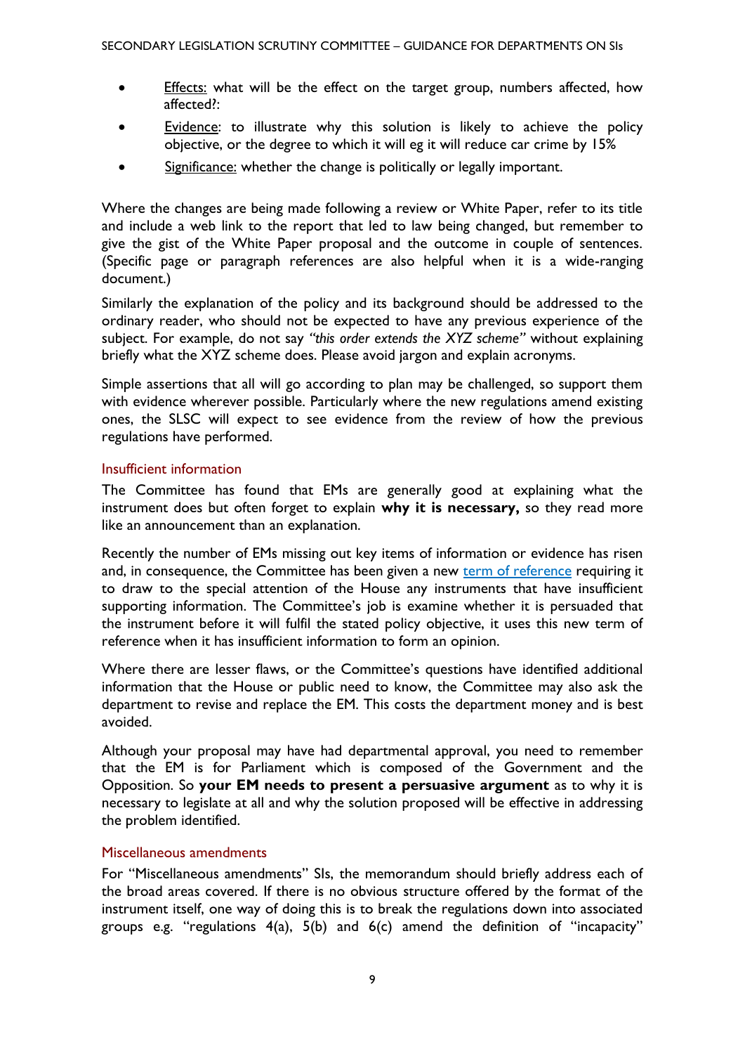- Effects: what will be the effect on the target group, numbers affected, how affected?:
- Evidence: to illustrate why this solution is likely to achieve the policy objective, or the degree to which it will eg it will reduce car crime by 15%
- Significance: whether the change is politically or legally important.

Where the changes are being made following a review or White Paper, refer to its title and include a web link to the report that led to law being changed, but remember to give the gist of the White Paper proposal and the outcome in couple of sentences. (Specific page or paragraph references are also helpful when it is a wide-ranging document.)

Similarly the explanation of the policy and its background should be addressed to the ordinary reader, who should not be expected to have any previous experience of the subject. For example, do not say *"this order extends the XYZ scheme"* without explaining briefly what the XYZ scheme does. Please avoid jargon and explain acronyms.

Simple assertions that all will go according to plan may be challenged, so support them with evidence wherever possible. Particularly where the new regulations amend existing ones, the SLSC will expect to see evidence from the review of how the previous regulations have performed.

### Insufficient information

The Committee has found that EMs are generally good at explaining what the instrument does but often forget to explain **why it is necessary,** so they read more like an announcement than an explanation.

Recently the number of EMs missing out key items of information or evidence has risen and, in consequence, the Committee has been given a new term of reference requiring it to draw to the special attention of the House any instruments that have insufficient supporting information. The Committee's job is examine whether it is persuaded that the instrument before it will fulfil the stated policy objective, it uses this new term of reference when it has insufficient information to form an opinion.

Where there are lesser flaws, or the Committee's questions have identified additional information that the House or public need to know, the Committee may also ask the department to revise and replace the EM. This costs the department money and is best avoided.

Although your proposal may have had departmental approval, you need to remember that the EM is for Parliament which is composed of the Government and the Opposition. So **your EM needs to present a persuasive argument** as to why it is necessary to legislate at all and why the solution proposed will be effective in addressing the problem identified.

### Miscellaneous amendments

For "Miscellaneous amendments" SIs, the memorandum should briefly address each of the broad areas covered. If there is no obvious structure offered by the format of the instrument itself, one way of doing this is to break the regulations down into associated groups e.g. "regulations 4(a), 5(b) and 6(c) amend the definition of "incapacity"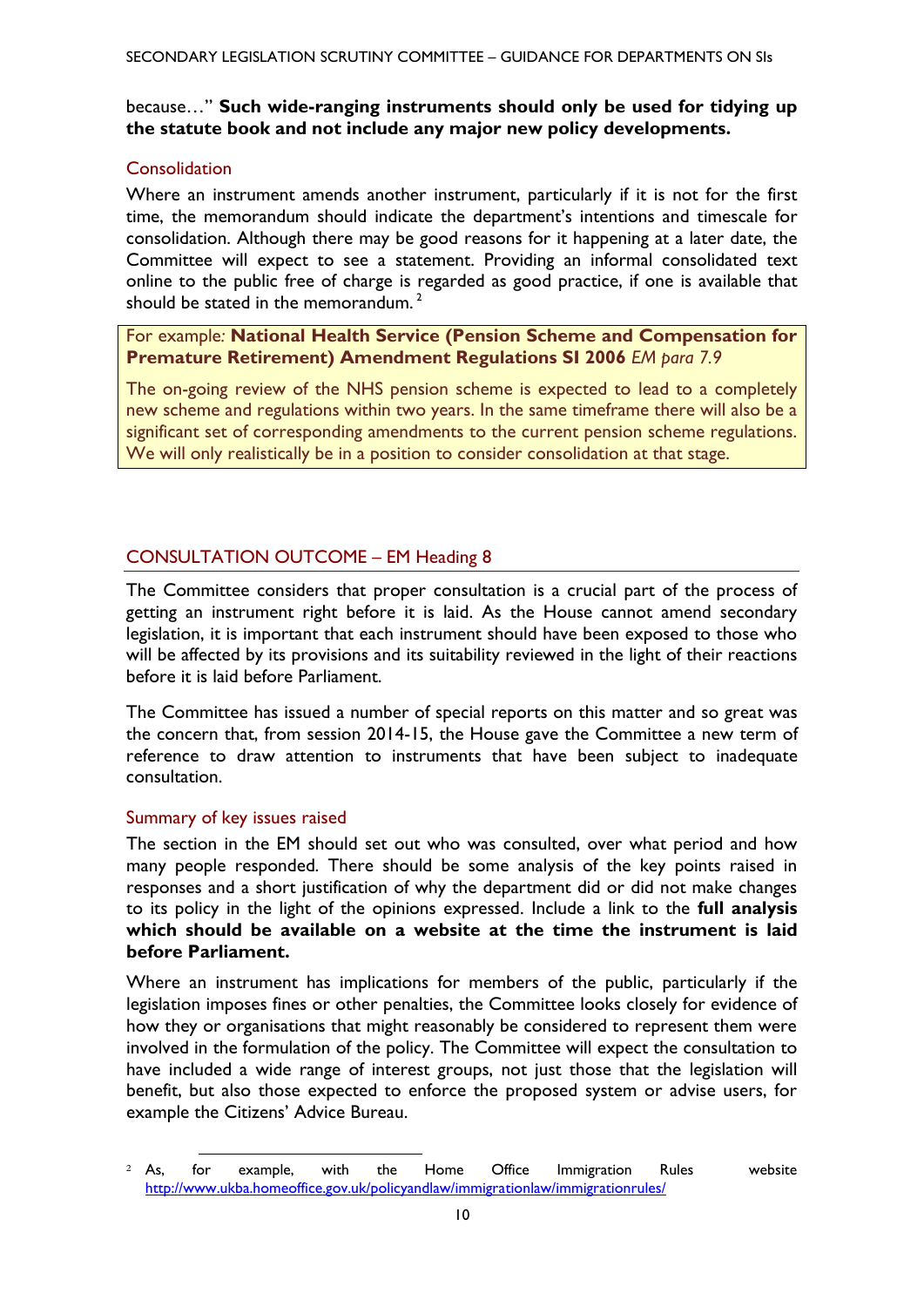because…" **Such wide-ranging instruments should only be used for tidying up the statute book and not include any major new policy developments.**

### Consolidation

Where an instrument amends another instrument, particularly if it is not for the first time, the memorandum should indicate the department's intentions and timescale for consolidation. Although there may be good reasons for it happening at a later date, the Committee will expect to see a statement. Providing an informal consolidated text online to the public free of charge is regarded as good practice, if one is available that should be stated in the memorandum.[2]

> For example*:* **National Health Service (Pension Scheme and Compensation for Premature Retirement) Amendment Regulations SI 2006** *EM para 7.9*
>
> The on-going review of the NHS pension scheme is expected to lead to a completely new scheme and regulations within two years. In the same timeframe there will also be a significant set of corresponding amendments to the current pension scheme regulations. We will only realistically be in a position to consider consolidation at that stage.

## CONSULTATION OUTCOME – EM Heading 8

The Committee considers that proper consultation is a crucial part of the process of getting an instrument right before it is laid. As the House cannot amend secondary legislation, it is important that each instrument should have been exposed to those who will be affected by its provisions and its suitability reviewed in the light of their reactions before it is laid before Parliament.

The Committee has issued a number of special reports on this matter and so great was the concern that, from session 2014-15, the House gave the Committee a new term of reference to draw attention to instruments that have been subject to inadequate consultation.

### Summary of key issues raised

The section in the EM should set out who was consulted, over what period and how many people responded. There should be some analysis of the key points raised in responses and a short justification of why the department did or did not make changes to its policy in the light of the opinions expressed. Include a link to the **full analysis which should be available on a website at the time the instrument is laid before Parliament.**

Where an instrument has implications for members of the public, particularly if the legislation imposes fines or other penalties, the Committee looks closely for evidence of how they or organisations that might reasonably be considered to represent them were involved in the formulation of the policy. The Committee will expect the consultation to have included a wide range of interest groups, not just those that the legislation will benefit, but also those expected to enforce the proposed system or advise users, for example the Citizens' Advice Bureau.

---

[2] As, for example, with the Home Office Immigration Rules website http://www.ukba.homeoffice.gov.uk/policyandlaw/immigrationlaw/immigrationrules/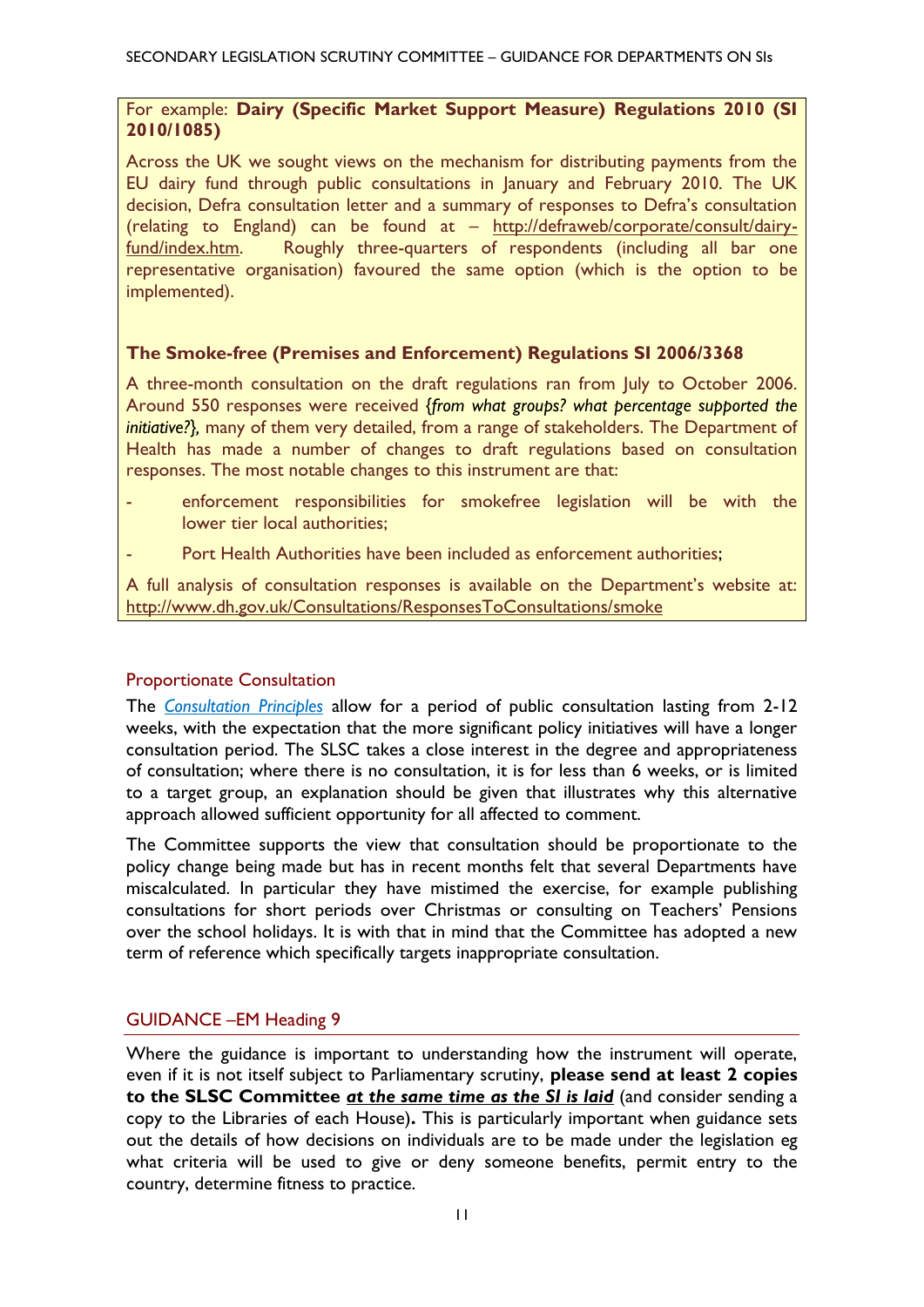For example: **Dairy (Specific Market Support Measure) Regulations 2010 (SI 2010/1085)**

Across the UK we sought views on the mechanism for distributing payments from the EU dairy fund through public consultations in January and February 2010. The UK decision, Defra consultation letter and a summary of responses to Defra's consultation (relating to England) can be found at – http://defraweb/corporate/consult/dairy-fund/index.htm. Roughly three-quarters of respondents (including all bar one representative organisation) favoured the same option (which is the option to be implemented).

**The Smoke-free (Premises and Enforcement) Regulations SI 2006/3368**

A three-month consultation on the draft regulations ran from July to October 2006. Around 550 responses were received {*from what groups? what percentage supported the initiative?*}, many of them very detailed, from a range of stakeholders. The Department of Health has made a number of changes to draft regulations based on consultation responses. The most notable changes to this instrument are that:

- enforcement responsibilities for smokefree legislation will be with the lower tier local authorities;
- Port Health Authorities have been included as enforcement authorities;

A full analysis of consultation responses is available on the Department's website at: http://www.dh.gov.uk/Consultations/ResponsesToConsultations/smoke

## Proportionate Consultation

The *Consultation Principles* allow for a period of public consultation lasting from 2-12 weeks, with the expectation that the more significant policy initiatives will have a longer consultation period. The SLSC takes a close interest in the degree and appropriateness of consultation; where there is no consultation, it is for less than 6 weeks, or is limited to a target group, an explanation should be given that illustrates why this alternative approach allowed sufficient opportunity for all affected to comment.

The Committee supports the view that consultation should be proportionate to the policy change being made but has in recent months felt that several Departments have miscalculated. In particular they have mistimed the exercise, for example publishing consultations for short periods over Christmas or consulting on Teachers' Pensions over the school holidays. It is with that in mind that the Committee has adopted a new term of reference which specifically targets inappropriate consultation.

## GUIDANCE –EM Heading 9

Where the guidance is important to understanding how the instrument will operate, even if it is not itself subject to Parliamentary scrutiny, **please send at least 2 copies to the SLSC Committee _at the same time as the SI is laid_** (and consider sending a copy to the Libraries of each House)**.** This is particularly important when guidance sets out the details of how decisions on individuals are to be made under the legislation eg what criteria will be used to give or deny someone benefits, permit entry to the country, determine fitness to practice.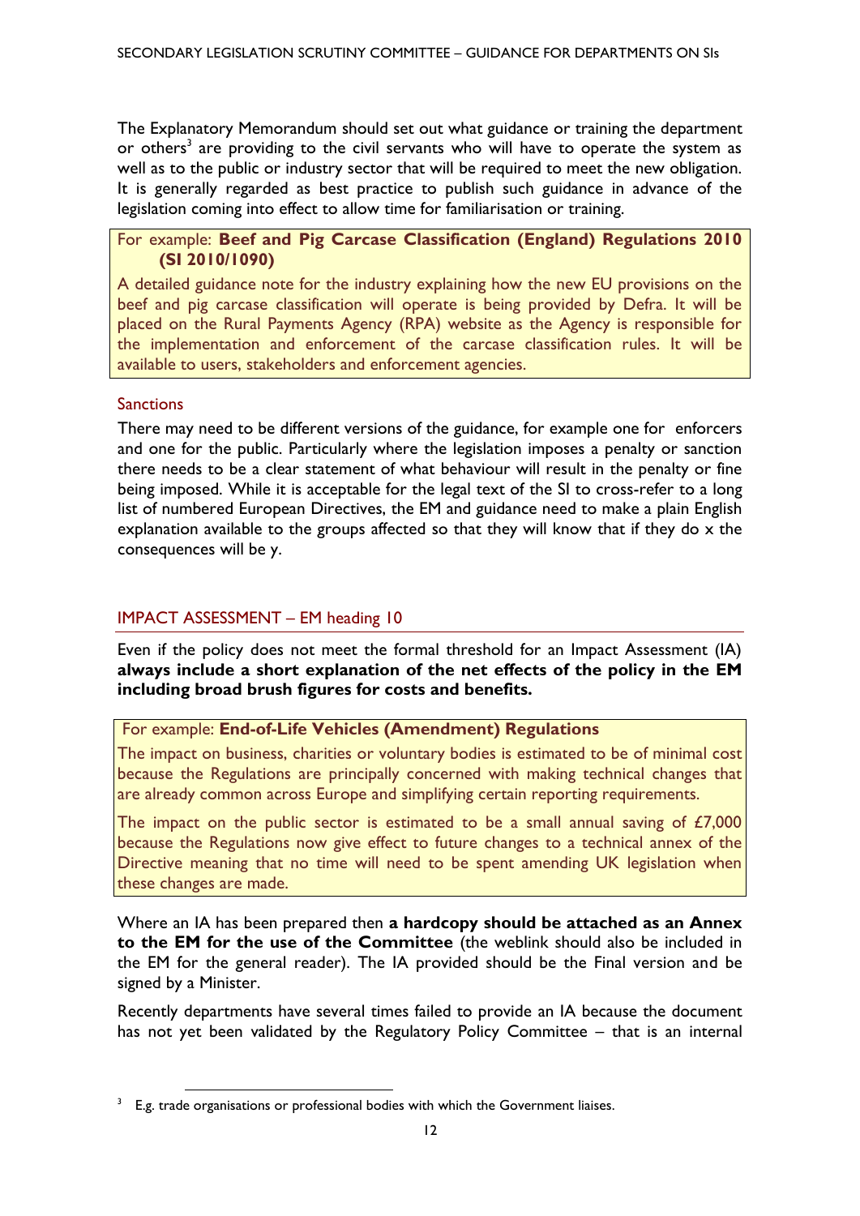The Explanatory Memorandum should set out what guidance or training the department or others[3] are providing to the civil servants who will have to operate the system as well as to the public or industry sector that will be required to meet the new obligation. It is generally regarded as best practice to publish such guidance in advance of the legislation coming into effect to allow time for familiarisation or training.

> For example: **Beef and Pig Carcase Classification (England) Regulations 2010 (SI 2010/1090)**
>
> A detailed guidance note for the industry explaining how the new EU provisions on the beef and pig carcase classification will operate is being provided by Defra. It will be placed on the Rural Payments Agency (RPA) website as the Agency is responsible for the implementation and enforcement of the carcase classification rules. It will be available to users, stakeholders and enforcement agencies.

### Sanctions

There may need to be different versions of the guidance, for example one for enforcers and one for the public. Particularly where the legislation imposes a penalty or sanction there needs to be a clear statement of what behaviour will result in the penalty or fine being imposed. While it is acceptable for the legal text of the SI to cross-refer to a long list of numbered European Directives, the EM and guidance need to make a plain English explanation available to the groups affected so that they will know that if they do x the consequences will be y.

## IMPACT ASSESSMENT – EM heading 10

Even if the policy does not meet the formal threshold for an Impact Assessment (IA) **always include a short explanation of the net effects of the policy in the EM including broad brush figures for costs and benefits.**

> For example: **End-of-Life Vehicles (Amendment) Regulations**
>
> The impact on business, charities or voluntary bodies is estimated to be of minimal cost because the Regulations are principally concerned with making technical changes that are already common across Europe and simplifying certain reporting requirements.
>
> The impact on the public sector is estimated to be a small annual saving of £7,000 because the Regulations now give effect to future changes to a technical annex of the Directive meaning that no time will need to be spent amending UK legislation when these changes are made.

Where an IA has been prepared then **a hardcopy should be attached as an Annex to the EM for the use of the Committee** (the weblink should also be included in the EM for the general reader). The IA provided should be the Final version and be signed by a Minister.

Recently departments have several times failed to provide an IA because the document has not yet been validated by the Regulatory Policy Committee – that is an internal

[3] E.g. trade organisations or professional bodies with which the Government liaises.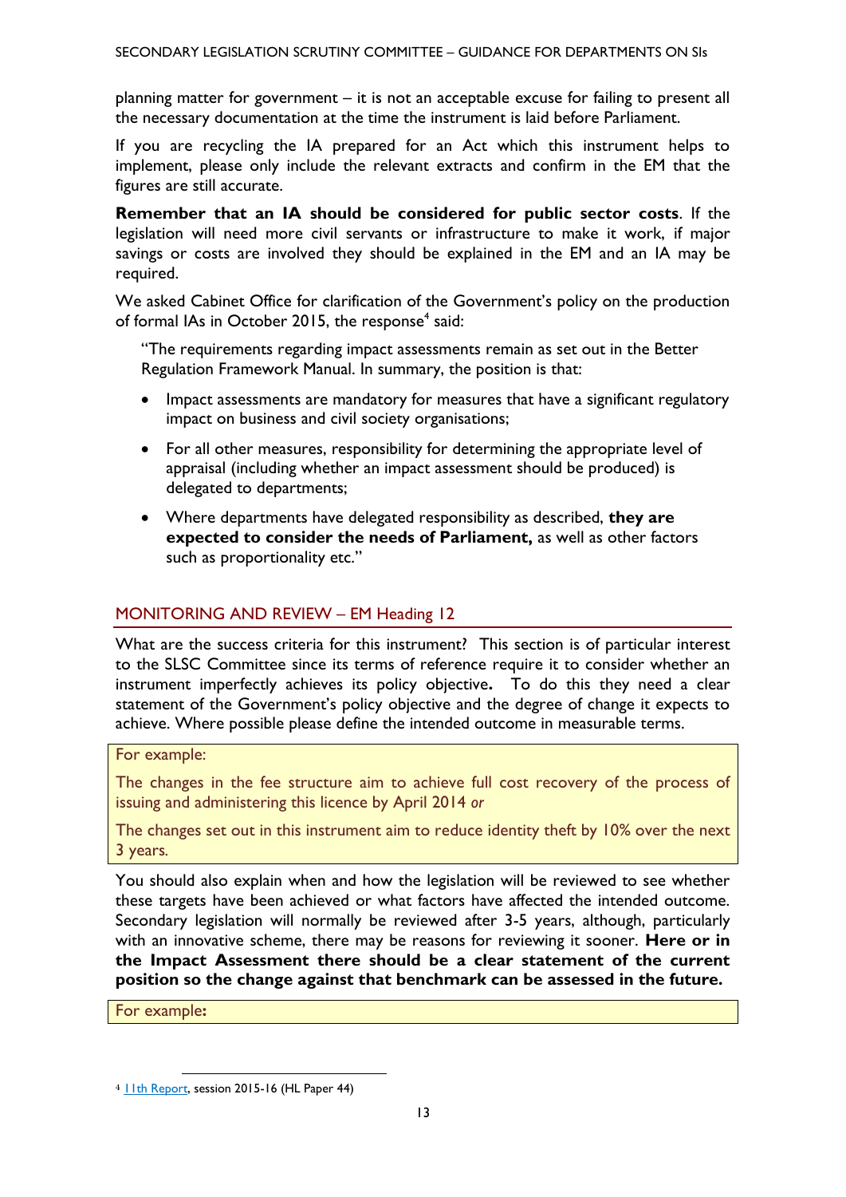planning matter for government – it is not an acceptable excuse for failing to present all the necessary documentation at the time the instrument is laid before Parliament.

If you are recycling the IA prepared for an Act which this instrument helps to implement, please only include the relevant extracts and confirm in the EM that the figures are still accurate.

**Remember that an IA should be considered for public sector costs**. If the legislation will need more civil servants or infrastructure to make it work, if major savings or costs are involved they should be explained in the EM and an IA may be required.

We asked Cabinet Office for clarification of the Government's policy on the production of formal IAs in October 2015, the response[4] said:

> "The requirements regarding impact assessments remain as set out in the Better Regulation Framework Manual. In summary, the position is that:
>
> - Impact assessments are mandatory for measures that have a significant regulatory impact on business and civil society organisations;
> - For all other measures, responsibility for determining the appropriate level of appraisal (including whether an impact assessment should be produced) is delegated to departments;
> - Where departments have delegated responsibility as described, **they are expected to consider the needs of Parliament,** as well as other factors such as proportionality etc."

## MONITORING AND REVIEW – EM Heading 12

What are the success criteria for this instrument? This section is of particular interest to the SLSC Committee since its terms of reference require it to consider whether an instrument imperfectly achieves its policy objective**.** To do this they need a clear statement of the Government's policy objective and the degree of change it expects to achieve. Where possible please define the intended outcome in measurable terms.

> For example:
>
> The changes in the fee structure aim to achieve full cost recovery of the process of issuing and administering this licence by April 2014 *or*
>
> The changes set out in this instrument aim to reduce identity theft by 10% over the next 3 years.

You should also explain when and how the legislation will be reviewed to see whether these targets have been achieved or what factors have affected the intended outcome. Secondary legislation will normally be reviewed after 3-5 years, although, particularly with an innovative scheme, there may be reasons for reviewing it sooner. **Here or in the Impact Assessment there should be a clear statement of the current position so the change against that benchmark can be assessed in the future.**

> For example**:**

[4] 11th Report, session 2015-16 (HL Paper 44)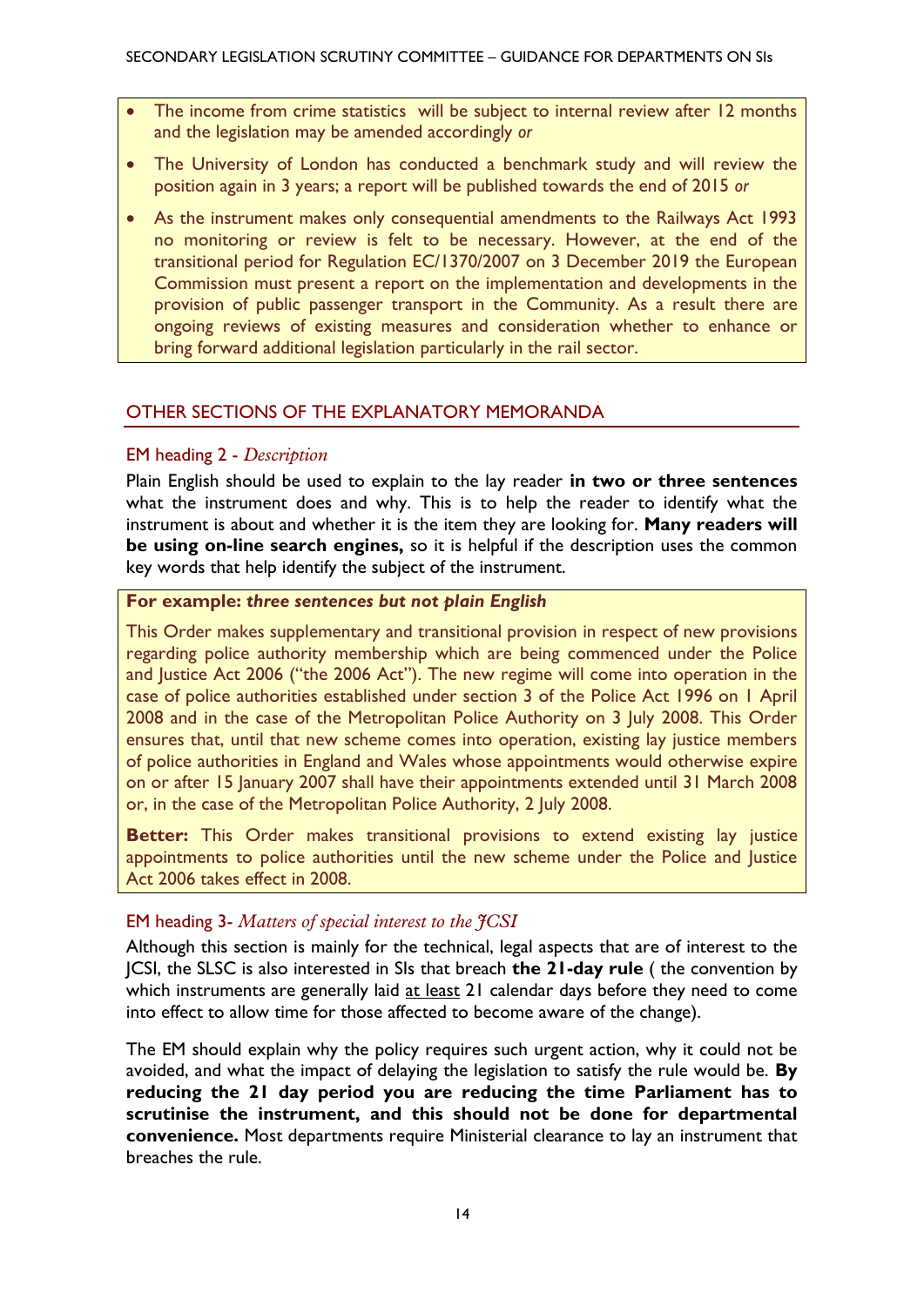- The income from crime statistics will be subject to internal review after 12 months and the legislation may be amended accordingly *or*
- The University of London has conducted a benchmark study and will review the position again in 3 years; a report will be published towards the end of 2015 *or*
- As the instrument makes only consequential amendments to the Railways Act 1993 no monitoring or review is felt to be necessary. However, at the end of the transitional period for Regulation EC/1370/2007 on 3 December 2019 the European Commission must present a report on the implementation and developments in the provision of public passenger transport in the Community. As a result there are ongoing reviews of existing measures and consideration whether to enhance or bring forward additional legislation particularly in the rail sector.

## OTHER SECTIONS OF THE EXPLANATORY MEMORANDA

### EM heading 2 - *Description*

Plain English should be used to explain to the lay reader **in two or three sentences** what the instrument does and why. This is to help the reader to identify what the instrument is about and whether it is the item they are looking for. **Many readers will be using on-line search engines,** so it is helpful if the description uses the common key words that help identify the subject of the instrument.

**For example: *three sentences but not plain English***

This Order makes supplementary and transitional provision in respect of new provisions regarding police authority membership which are being commenced under the Police and Justice Act 2006 ("the 2006 Act"). The new regime will come into operation in the case of police authorities established under section 3 of the Police Act 1996 on 1 April 2008 and in the case of the Metropolitan Police Authority on 3 July 2008. This Order ensures that, until that new scheme comes into operation, existing lay justice members of police authorities in England and Wales whose appointments would otherwise expire on or after 15 January 2007 shall have their appointments extended until 31 March 2008 or, in the case of the Metropolitan Police Authority, 2 July 2008.

**Better:** This Order makes transitional provisions to extend existing lay justice appointments to police authorities until the new scheme under the Police and Justice Act 2006 takes effect in 2008.

### EM heading 3- *Matters of special interest to the JCSI*

Although this section is mainly for the technical, legal aspects that are of interest to the JCSI, the SLSC is also interested in SIs that breach **the 21-day rule** ( the convention by which instruments are generally laid at least 21 calendar days before they need to come into effect to allow time for those affected to become aware of the change).

The EM should explain why the policy requires such urgent action, why it could not be avoided, and what the impact of delaying the legislation to satisfy the rule would be. **By reducing the 21 day period you are reducing the time Parliament has to scrutinise the instrument, and this should not be done for departmental convenience.** Most departments require Ministerial clearance to lay an instrument that breaches the rule.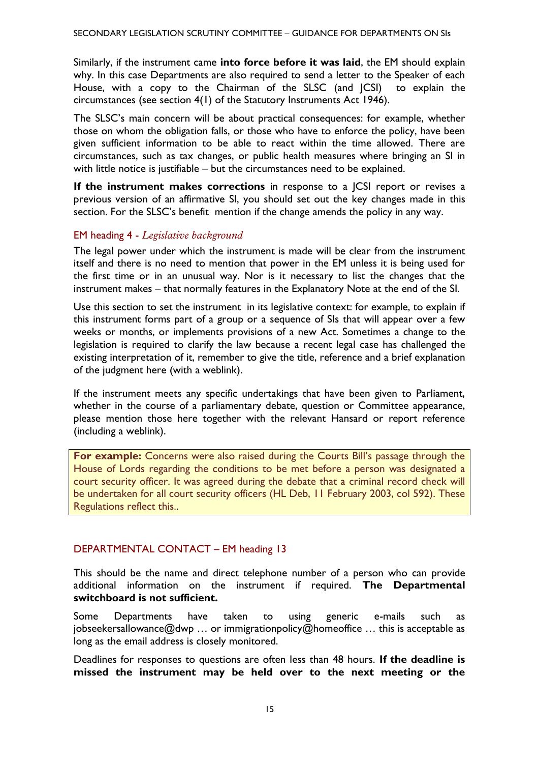Similarly, if the instrument came **into force before it was laid**, the EM should explain why. In this case Departments are also required to send a letter to the Speaker of each House, with a copy to the Chairman of the SLSC (and JCSI) to explain the circumstances (see section 4(1) of the Statutory Instruments Act 1946).

The SLSC's main concern will be about practical consequences: for example, whether those on whom the obligation falls, or those who have to enforce the policy, have been given sufficient information to be able to react within the time allowed. There are circumstances, such as tax changes, or public health measures where bringing an SI in with little notice is justifiable – but the circumstances need to be explained.

**If the instrument makes corrections** in response to a JCSI report or revises a previous version of an affirmative SI, you should set out the key changes made in this section. For the SLSC's benefit mention if the change amends the policy in any way.

### EM heading 4 - *Legislative background*

The legal power under which the instrument is made will be clear from the instrument itself and there is no need to mention that power in the EM unless it is being used for the first time or in an unusual way. Nor is it necessary to list the changes that the instrument makes – that normally features in the Explanatory Note at the end of the SI.

Use this section to set the instrument in its legislative context: for example, to explain if this instrument forms part of a group or a sequence of SIs that will appear over a few weeks or months, or implements provisions of a new Act. Sometimes a change to the legislation is required to clarify the law because a recent legal case has challenged the existing interpretation of it, remember to give the title, reference and a brief explanation of the judgment here (with a weblink).

If the instrument meets any specific undertakings that have been given to Parliament, whether in the course of a parliamentary debate, question or Committee appearance, please mention those here together with the relevant Hansard or report reference (including a weblink).

> **For example:** Concerns were also raised during the Courts Bill's passage through the House of Lords regarding the conditions to be met before a person was designated a court security officer. It was agreed during the debate that a criminal record check will be undertaken for all court security officers (HL Deb, 11 February 2003, col 592). These Regulations reflect this..

### DEPARTMENTAL CONTACT – EM heading 13

This should be the name and direct telephone number of a person who can provide additional information on the instrument if required. **The Departmental switchboard is not sufficient.**

Some Departments have taken to using generic e-mails such as jobseekersallowance@dwp … or immigrationpolicy@homeoffice … this is acceptable as long as the email address is closely monitored.

Deadlines for responses to questions are often less than 48 hours. **If the deadline is missed the instrument may be held over to the next meeting or the**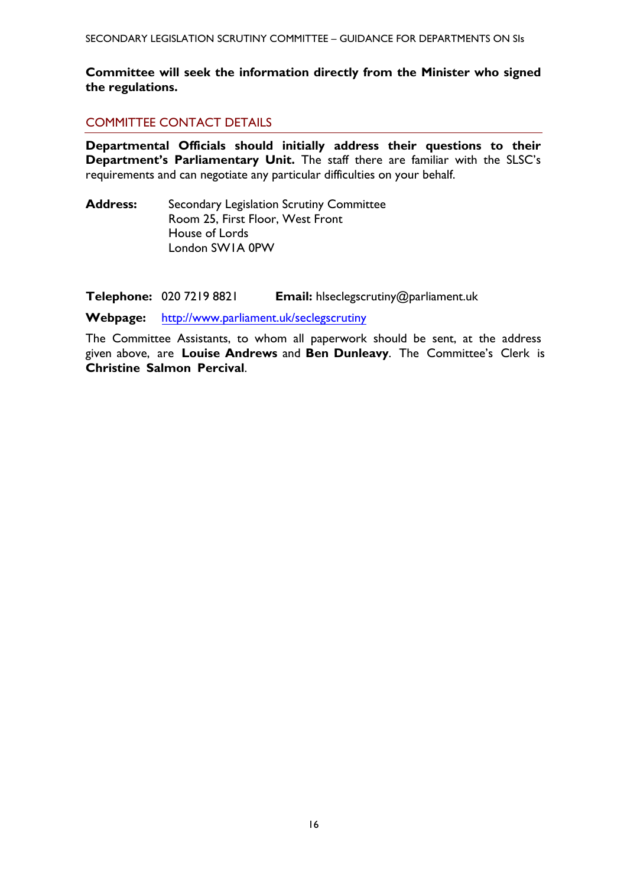**Committee will seek the information directly from the Minister who signed the regulations.**

## COMMITTEE CONTACT DETAILS

**Departmental Officials should initially address their questions to their Department's Parliamentary Unit.** The staff there are familiar with the SLSC's requirements and can negotiate any particular difficulties on your behalf.

**Address:** Secondary Legislation Scrutiny Committee
Room 25, First Floor, West Front
House of Lords
London SW1A 0PW

**Telephone:** 020 7219 8821 **Email:** hlseclegscrutiny@parliament.uk

**Webpage:** http://www.parliament.uk/seclegscrutiny

The Committee Assistants, to whom all paperwork should be sent, at the address given above, are **Louise Andrews** and **Ben Dunleavy**. The Committee's Clerk is **Christine Salmon Percival**.